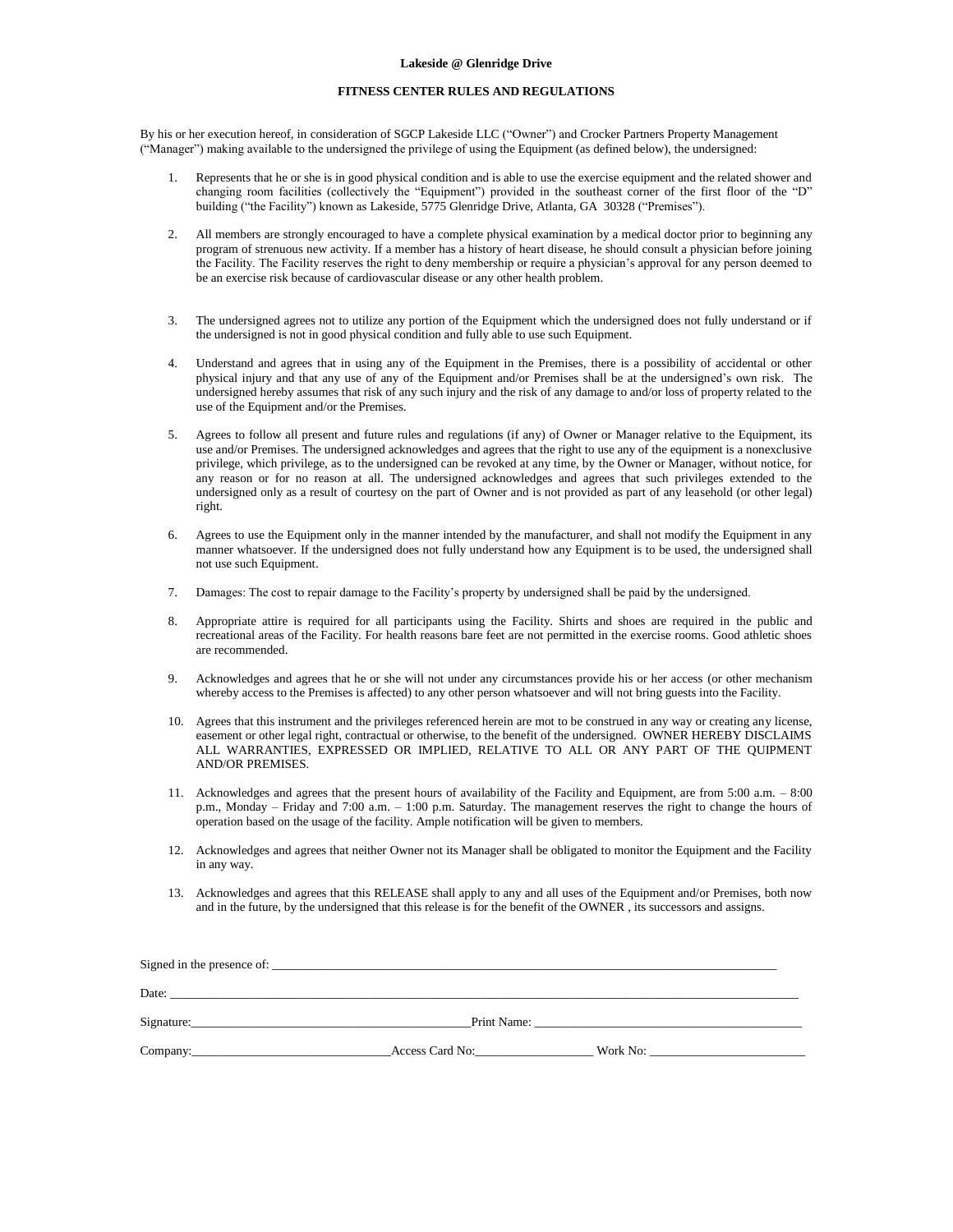**Lakeside @ Glenridge Drive**

**FITNESS CENTER RULES AND REGULATIONS**

By his or her execution hereof, in consideration of SGCP Lakeside LLC ("Owner") and Crocker Partners Property Management ("Manager") making available to the undersigned the privilege of using the Equipment (as defined below), the undersigned:

1. Represents that he or she is in good physical condition and is able to use the exercise equipment and the related shower and changing room facilities (collectively the "Equipment") provided in the southeast corner of the first floor of the "D" building ("the Facility") known as Lakeside, 5775 Glenridge Drive, Atlanta, GA 30328 ("Premises").

2. All members are strongly encouraged to have a complete physical examination by a medical doctor prior to beginning any program of strenuous new activity. If a member has a history of heart disease, he should consult a physician before joining the Facility. The Facility reserves the right to deny membership or require a physician's approval for any person deemed to be an exercise risk because of cardiovascular disease or any other health problem.

3. The undersigned agrees not to utilize any portion of the Equipment which the undersigned does not fully understand or if the undersigned is not in good physical condition and fully able to use such Equipment.

4. Understand and agrees that in using any of the Equipment in the Premises, there is a possibility of accidental or other physical injury and that any use of any of the Equipment and/or Premises shall be at the undersigned's own risk. The undersigned hereby assumes that risk of any such injury and the risk of any damage to and/or loss of property related to the use of the Equipment and/or the Premises.

5. Agrees to follow all present and future rules and regulations (if any) of Owner or Manager relative to the Equipment, its use and/or Premises. The undersigned acknowledges and agrees that the right to use any of the equipment is a nonexclusive privilege, which privilege, as to the undersigned can be revoked at any time, by the Owner or Manager, without notice, for any reason or for no reason at all. The undersigned acknowledges and agrees that such privileges extended to the undersigned only as a result of courtesy on the part of Owner and is not provided as part of any leasehold (or other legal) right.

6. Agrees to use the Equipment only in the manner intended by the manufacturer, and shall not modify the Equipment in any manner whatsoever. If the undersigned does not fully understand how any Equipment is to be used, the undersigned shall not use such Equipment.

7. Damages: The cost to repair damage to the Facility's property by undersigned shall be paid by the undersigned.

8. Appropriate attire is required for all participants using the Facility. Shirts and shoes are required in the public and recreational areas of the Facility. For health reasons bare feet are not permitted in the exercise rooms. Good athletic shoes are recommended.

9. Acknowledges and agrees that he or she will not under any circumstances provide his or her access (or other mechanism whereby access to the Premises is affected) to any other person whatsoever and will not bring guests into the Facility.

10. Agrees that this instrument and the privileges referenced herein are mot to be construed in any way or creating any license, easement or other legal right, contractual or otherwise, to the benefit of the undersigned. OWNER HEREBY DISCLAIMS ALL WARRANTIES, EXPRESSED OR IMPLIED, RELATIVE TO ALL OR ANY PART OF THE QUIPMENT AND/OR PREMISES.

11. Acknowledges and agrees that the present hours of availability of the Facility and Equipment, are from 5:00 a.m. – 8:00 p.m., Monday – Friday and 7:00 a.m. – 1:00 p.m. Saturday. The management reserves the right to change the hours of operation based on the usage of the facility. Ample notification will be given to members.

12. Acknowledges and agrees that neither Owner not its Manager shall be obligated to monitor the Equipment and the Facility in any way.

13. Acknowledges and agrees that this RELEASE shall apply to any and all uses of the Equipment and/or Premises, both now and in the future, by the undersigned that this release is for the benefit of the OWNER , its successors and assigns.

Signed in the presence of: ______________________________

Date: ______________________________

Signature: ______________________________ Print Name: ______________________________

Company: ______________________________ Access Card No: ____________________ Work No: ____________________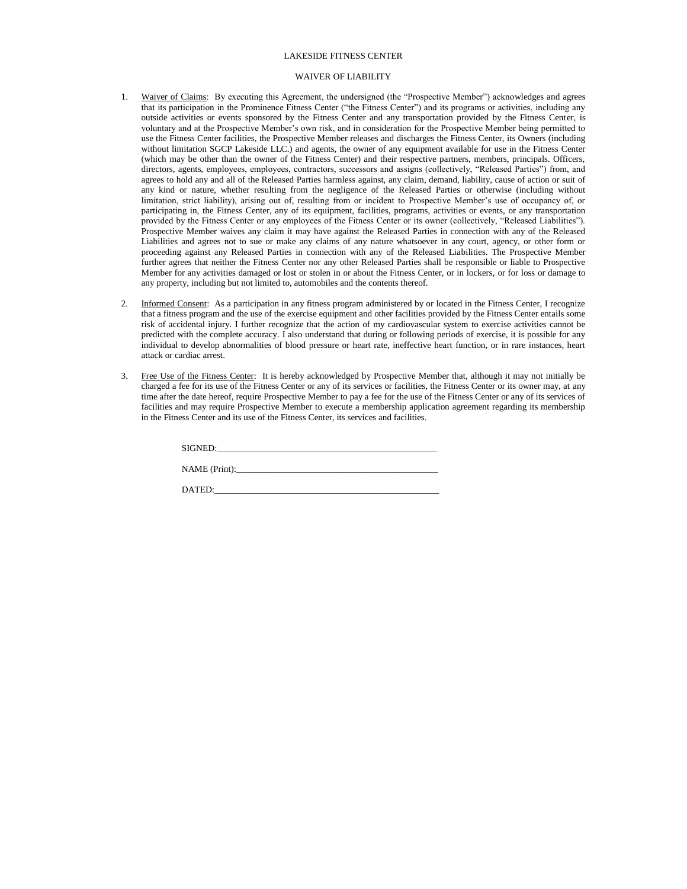LAKESIDE FITNESS CENTER

WAIVER OF LIABILITY

1. Waiver of Claims: By executing this Agreement, the undersigned (the "Prospective Member") acknowledges and agrees that its participation in the Prominence Fitness Center ("the Fitness Center") and its programs or activities, including any outside activities or events sponsored by the Fitness Center and any transportation provided by the Fitness Center, is voluntary and at the Prospective Member's own risk, and in consideration for the Prospective Member being permitted to use the Fitness Center facilities, the Prospective Member releases and discharges the Fitness Center, its Owners (including without limitation SGCP Lakeside LLC.) and agents, the owner of any equipment available for use in the Fitness Center (which may be other than the owner of the Fitness Center) and their respective partners, members, principals. Officers, directors, agents, employees, employees, contractors, successors and assigns (collectively, "Released Parties") from, and agrees to hold any and all of the Released Parties harmless against, any claim, demand, liability, cause of action or suit of any kind or nature, whether resulting from the negligence of the Released Parties or otherwise (including without limitation, strict liability), arising out of, resulting from or incident to Prospective Member's use of occupancy of, or participating in, the Fitness Center, any of its equipment, facilities, programs, activities or events, or any transportation provided by the Fitness Center or any employees of the Fitness Center or its owner (collectively, "Released Liabilities"). Prospective Member waives any claim it may have against the Released Parties in connection with any of the Released Liabilities and agrees not to sue or make any claims of any nature whatsoever in any court, agency, or other form or proceeding against any Released Parties in connection with any of the Released Liabilities. The Prospective Member further agrees that neither the Fitness Center nor any other Released Parties shall be responsible or liable to Prospective Member for any activities damaged or lost or stolen in or about the Fitness Center, or in lockers, or for loss or damage to any property, including but not limited to, automobiles and the contents thereof.

2. Informed Consent: As a participation in any fitness program administered by or located in the Fitness Center, I recognize that a fitness program and the use of the exercise equipment and other facilities provided by the Fitness Center entails some risk of accidental injury. I further recognize that the action of my cardiovascular system to exercise activities cannot be predicted with the complete accuracy. I also understand that during or following periods of exercise, it is possible for any individual to develop abnormalities of blood pressure or heart rate, ineffective heart function, or in rare instances, heart attack or cardiac arrest.

3. Free Use of the Fitness Center: It is hereby acknowledged by Prospective Member that, although it may not initially be charged a fee for its use of the Fitness Center or any of its services or facilities, the Fitness Center or its owner may, at any time after the date hereof, require Prospective Member to pay a fee for the use of the Fitness Center or any of its services of facilities and may require Prospective Member to execute a membership application agreement regarding its membership in the Fitness Center and its use of the Fitness Center, its services and facilities.

SIGNED:_______________________________________________

NAME (Print):___________________________________________

DATED:________________________________________________